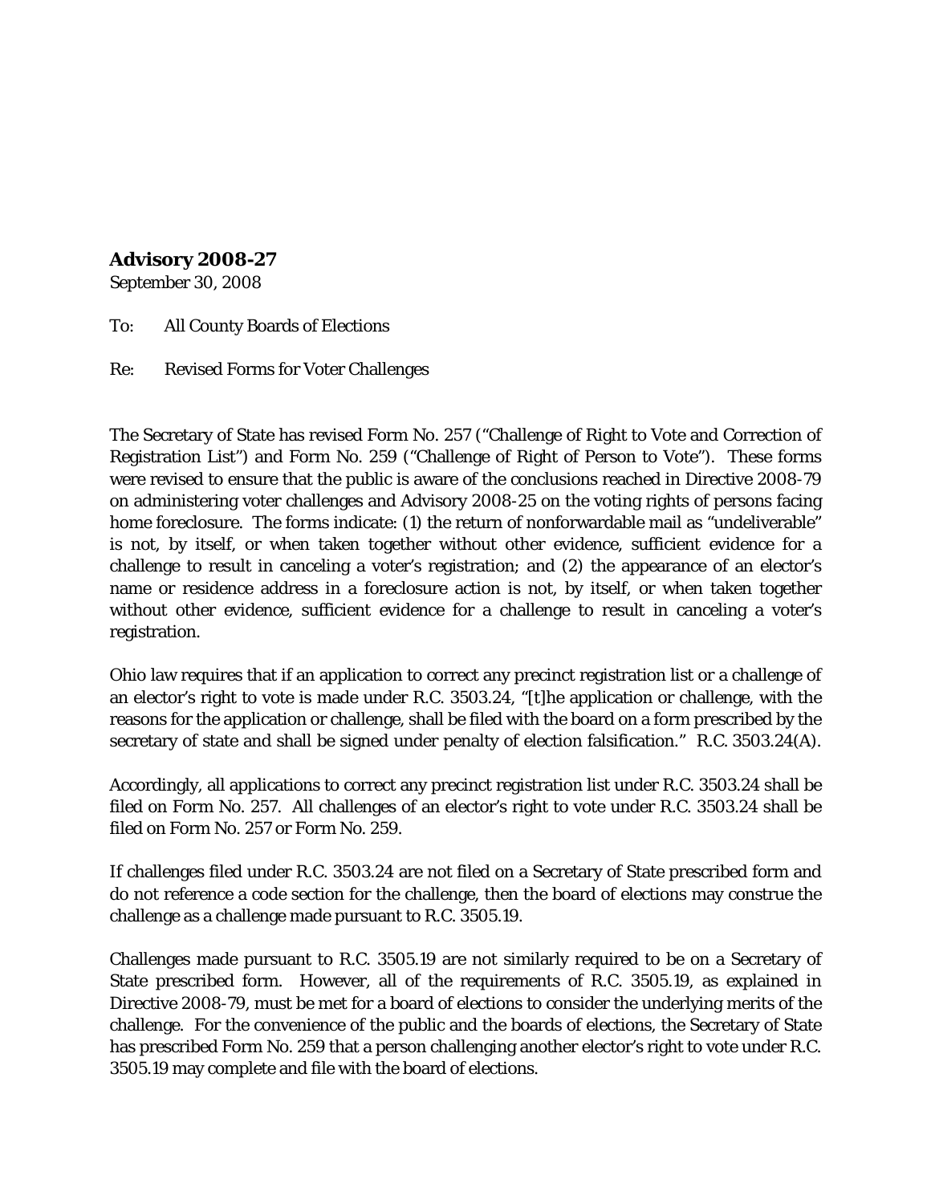**Advisory 2008-27**

September 30, 2008

To: All County Boards of Elections

Re: Revised Forms for Voter Challenges

The Secretary of State has revised Form No. 257 ("Challenge of Right to Vote and Correction of Registration List") and Form No. 259 ("Challenge of Right of Person to Vote"). These forms were revised to ensure that the public is aware of the conclusions reached in Directive 2008-79 on administering voter challenges and Advisory 2008-25 on the voting rights of persons facing home foreclosure. The forms indicate: (1) the return of nonforwardable mail as "undeliverable" is not, by itself, or when taken together without other evidence, sufficient evidence for a challenge to result in canceling a voter's registration; and (2) the appearance of an elector's name or residence address in a foreclosure action is not, by itself, or when taken together without other evidence, sufficient evidence for a challenge to result in canceling a voter's registration.

Ohio law requires that if an application to correct any precinct registration list or a challenge of an elector's right to vote is made under R.C. 3503.24, "[t]he application or challenge, with the reasons for the application or challenge, shall be filed with the board on a form prescribed by the secretary of state and shall be signed under penalty of election falsification." R.C. 3503.24(A).

Accordingly, all applications to correct any precinct registration list under R.C. 3503.24 shall be filed on Form No. 257. All challenges of an elector's right to vote under R.C. 3503.24 shall be filed on Form No. 257 or Form No. 259.

If challenges filed under R.C. 3503.24 are not filed on a Secretary of State prescribed form and do not reference a code section for the challenge, then the board of elections may construe the challenge as a challenge made pursuant to R.C. 3505.19.

Challenges made pursuant to R.C. 3505.19 are not similarly required to be on a Secretary of State prescribed form. However, all of the requirements of R.C. 3505.19, as explained in Directive 2008-79, must be met for a board of elections to consider the underlying merits of the challenge. For the convenience of the public and the boards of elections, the Secretary of State has prescribed Form No. 259 that a person challenging another elector's right to vote under R.C. 3505.19 may complete and file with the board of elections.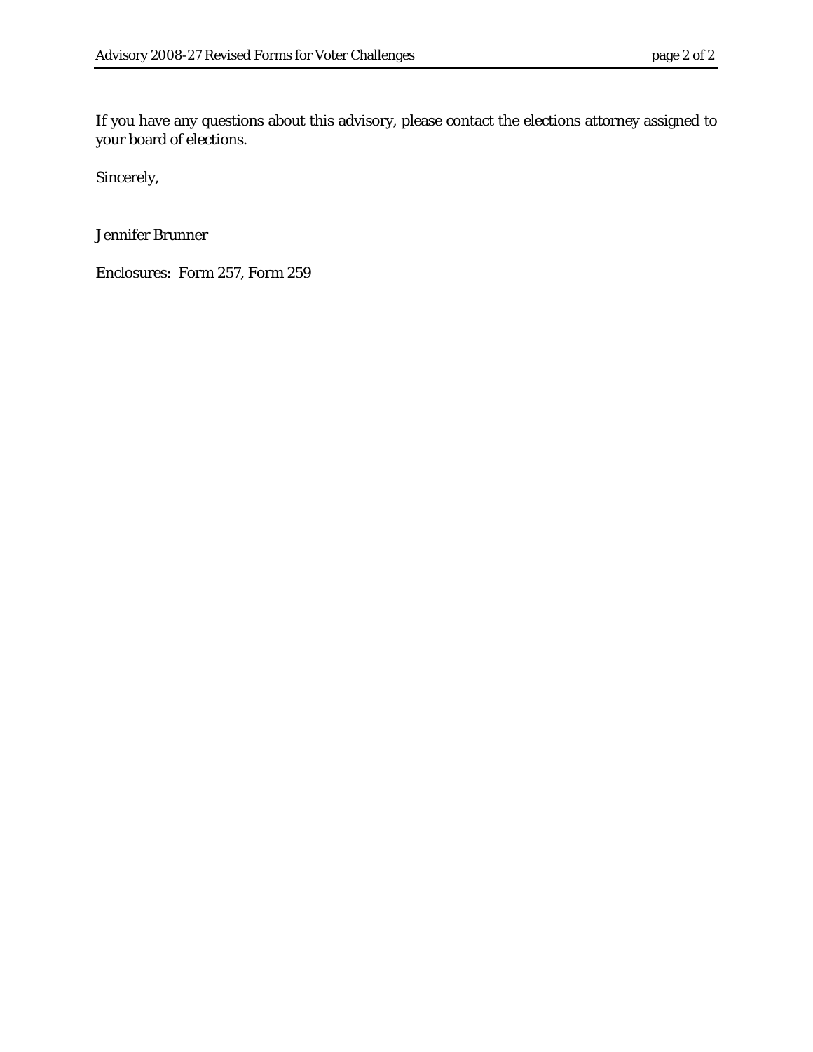If you have any questions about this advisory, please contact the elections attorney assigned to your board of elections.

Sincerely,

Jennifer Brunner

Enclosures: Form 257, Form 259